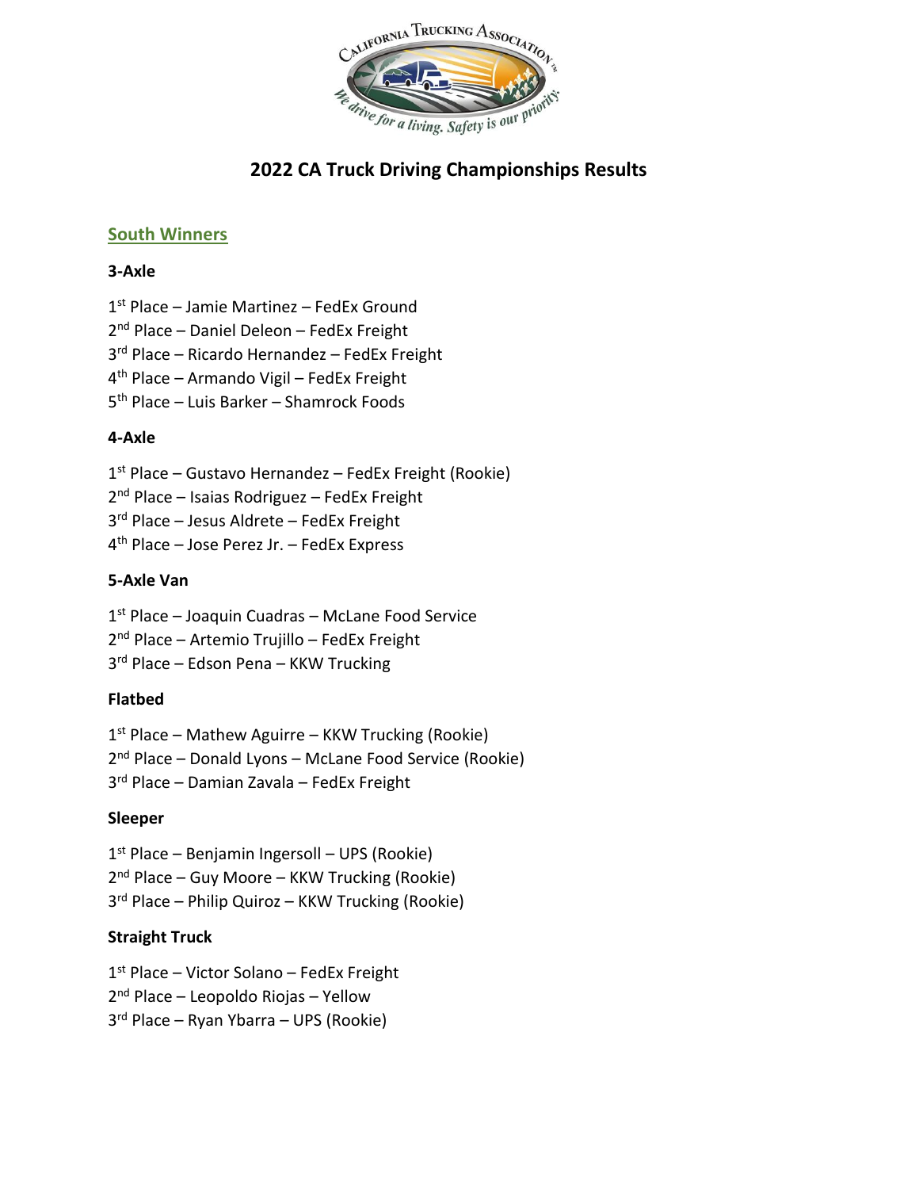# 2022 CA Truck Driving Championships Results

## South Winners

### 3-Axle

1st Place – Jamie Martinez – FedEx Ground
2nd Place – Daniel Deleon – FedEx Freight
3rd Place – Ricardo Hernandez – FedEx Freight
4th Place – Armando Vigil – FedEx Freight
5th Place – Luis Barker – Shamrock Foods

### 4-Axle

1st Place – Gustavo Hernandez – FedEx Freight (Rookie)
2nd Place – Isaias Rodriguez – FedEx Freight
3rd Place – Jesus Aldrete – FedEx Freight
4th Place – Jose Perez Jr. – FedEx Express

### 5-Axle Van

1st Place – Joaquin Cuadras – McLane Food Service
2nd Place – Artemio Trujillo – FedEx Freight
3rd Place – Edson Pena – KKW Trucking

### Flatbed

1st Place – Mathew Aguirre – KKW Trucking (Rookie)
2nd Place – Donald Lyons – McLane Food Service (Rookie)
3rd Place – Damian Zavala – FedEx Freight

### Sleeper

1st Place – Benjamin Ingersoll – UPS (Rookie)
2nd Place – Guy Moore – KKW Trucking (Rookie)
3rd Place – Philip Quiroz – KKW Trucking (Rookie)

### Straight Truck

1st Place – Victor Solano – FedEx Freight
2nd Place – Leopoldo Riojas – Yellow
3rd Place – Ryan Ybarra – UPS (Rookie)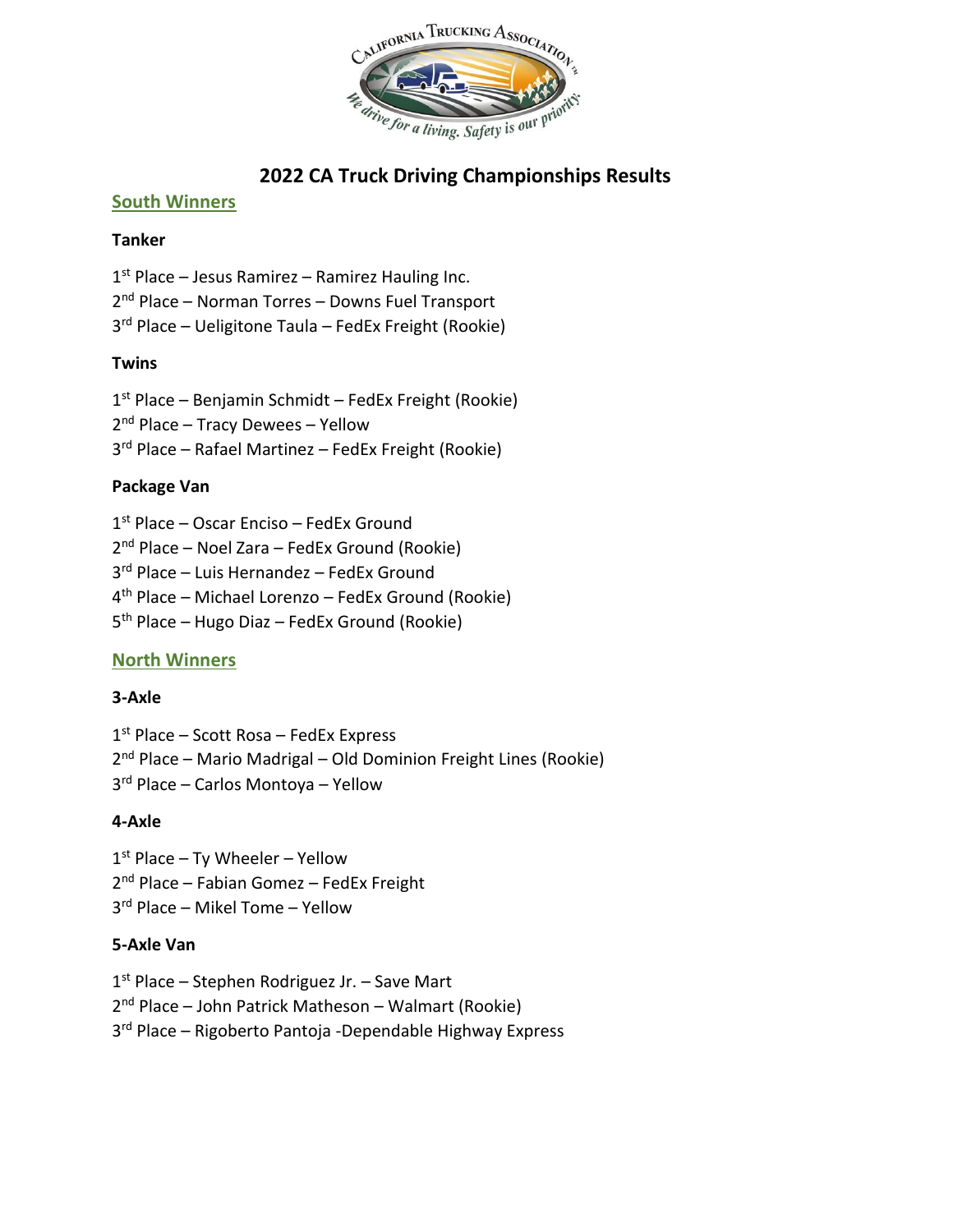# 2022 CA Truck Driving Championships Results

## South Winners

### Tanker

1st Place – Jesus Ramirez – Ramirez Hauling Inc.
2nd Place – Norman Torres – Downs Fuel Transport
3rd Place – Ueligitone Taula – FedEx Freight (Rookie)

### Twins

1st Place – Benjamin Schmidt – FedEx Freight (Rookie)
2nd Place – Tracy Dewees – Yellow
3rd Place – Rafael Martinez – FedEx Freight (Rookie)

### Package Van

1st Place – Oscar Enciso – FedEx Ground
2nd Place – Noel Zara – FedEx Ground (Rookie)
3rd Place – Luis Hernandez – FedEx Ground
4th Place – Michael Lorenzo – FedEx Ground (Rookie)
5th Place – Hugo Diaz – FedEx Ground (Rookie)

## North Winners

### 3-Axle

1st Place – Scott Rosa – FedEx Express
2nd Place – Mario Madrigal – Old Dominion Freight Lines (Rookie)
3rd Place – Carlos Montoya – Yellow

### 4-Axle

1st Place – Ty Wheeler – Yellow
2nd Place – Fabian Gomez – FedEx Freight
3rd Place – Mikel Tome – Yellow

### 5-Axle Van

1st Place – Stephen Rodriguez Jr. – Save Mart
2nd Place – John Patrick Matheson – Walmart (Rookie)
3rd Place – Rigoberto Pantoja -Dependable Highway Express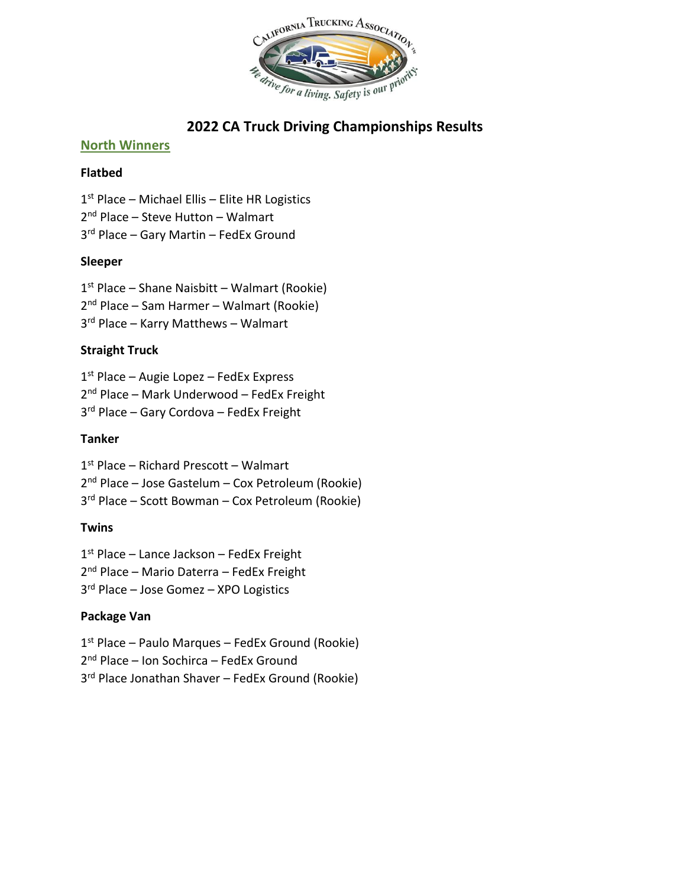# 2022 CA Truck Driving Championships Results

## North Winners

### Flatbed

1st Place – Michael Ellis – Elite HR Logistics
2nd Place – Steve Hutton – Walmart
3rd Place – Gary Martin – FedEx Ground

### Sleeper

1st Place – Shane Naisbitt – Walmart (Rookie)
2nd Place – Sam Harmer – Walmart (Rookie)
3rd Place – Karry Matthews – Walmart

### Straight Truck

1st Place – Augie Lopez – FedEx Express
2nd Place – Mark Underwood – FedEx Freight
3rd Place – Gary Cordova – FedEx Freight

### Tanker

1st Place – Richard Prescott – Walmart
2nd Place – Jose Gastelum – Cox Petroleum (Rookie)
3rd Place – Scott Bowman – Cox Petroleum (Rookie)

### Twins

1st Place – Lance Jackson – FedEx Freight
2nd Place – Mario Daterra – FedEx Freight
3rd Place – Jose Gomez – XPO Logistics

### Package Van

1st Place – Paulo Marques – FedEx Ground (Rookie)
2nd Place – Ion Sochirca – FedEx Ground
3rd Place Jonathan Shaver – FedEx Ground (Rookie)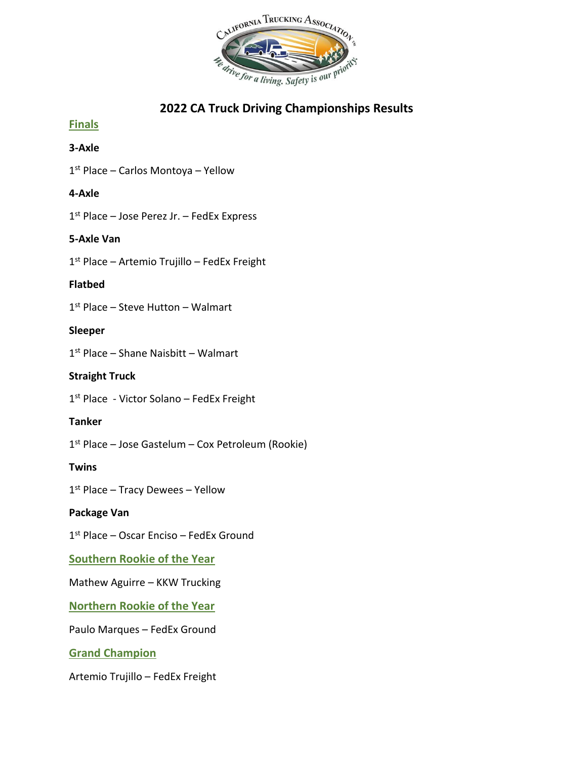# 2022 CA Truck Driving Championships Results

## Finals

**3-Axle**

1st Place – Carlos Montoya – Yellow

**4-Axle**

1st Place – Jose Perez Jr. – FedEx Express

**5-Axle Van**

1st Place – Artemio Trujillo – FedEx Freight

**Flatbed**

1st Place – Steve Hutton – Walmart

**Sleeper**

1st Place – Shane Naisbitt – Walmart

**Straight Truck**

1st Place - Victor Solano – FedEx Freight

**Tanker**

1st Place – Jose Gastelum – Cox Petroleum (Rookie)

**Twins**

1st Place – Tracy Dewees – Yellow

**Package Van**

1st Place – Oscar Enciso – FedEx Ground

## Southern Rookie of the Year

Mathew Aguirre – KKW Trucking

## Northern Rookie of the Year

Paulo Marques – FedEx Ground

## Grand Champion

Artemio Trujillo – FedEx Freight